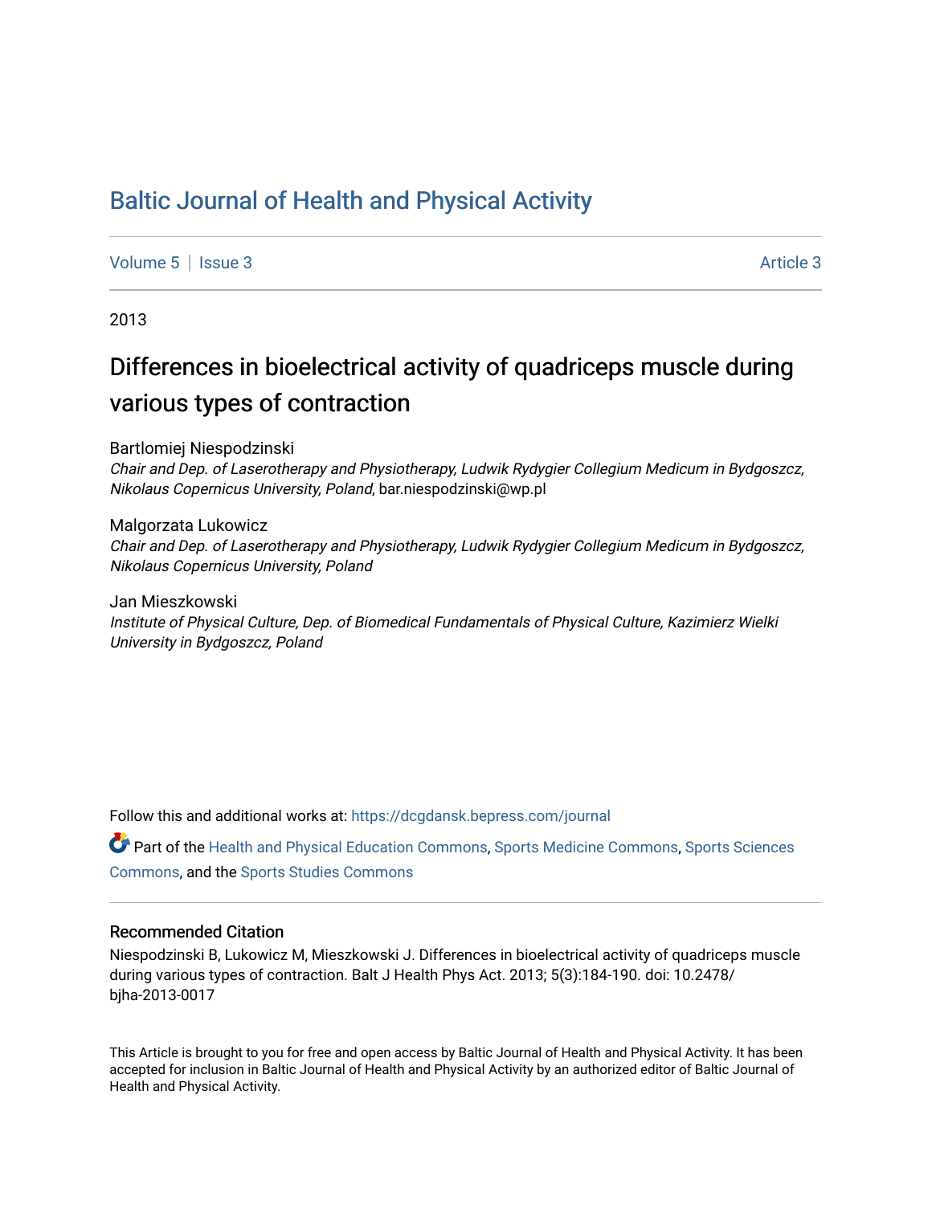# Baltic Journal of Health and Physical Activity

Volume 5 | Issue 3 Article 3

2013

## Differences in bioelectrical activity of quadriceps muscle during various types of contraction

Bartlomiej Niespodzinski
*Chair and Dep. of Laserotherapy and Physiotherapy, Ludwik Rydygier Collegium Medicum in Bydgoszcz, Nikolaus Copernicus University, Poland*, bar.niespodzinski@wp.pl

Malgorzata Lukowicz
*Chair and Dep. of Laserotherapy and Physiotherapy, Ludwik Rydygier Collegium Medicum in Bydgoszcz, Nikolaus Copernicus University, Poland*

Jan Mieszkowski
*Institute of Physical Culture, Dep. of Biomedical Fundamentals of Physical Culture, Kazimierz Wielki University in Bydgoszcz, Poland*

Follow this and additional works at: https://dcgdansk.bepress.com/journal

Part of the Health and Physical Education Commons, Sports Medicine Commons, Sports Sciences Commons, and the Sports Studies Commons

### Recommended Citation

Niespodzinski B, Lukowicz M, Mieszkowski J. Differences in bioelectrical activity of quadriceps muscle during various types of contraction. Balt J Health Phys Act. 2013; 5(3):184-190. doi: 10.2478/bjha-2013-0017

This Article is brought to you for free and open access by Baltic Journal of Health and Physical Activity. It has been accepted for inclusion in Baltic Journal of Health and Physical Activity by an authorized editor of Baltic Journal of Health and Physical Activity.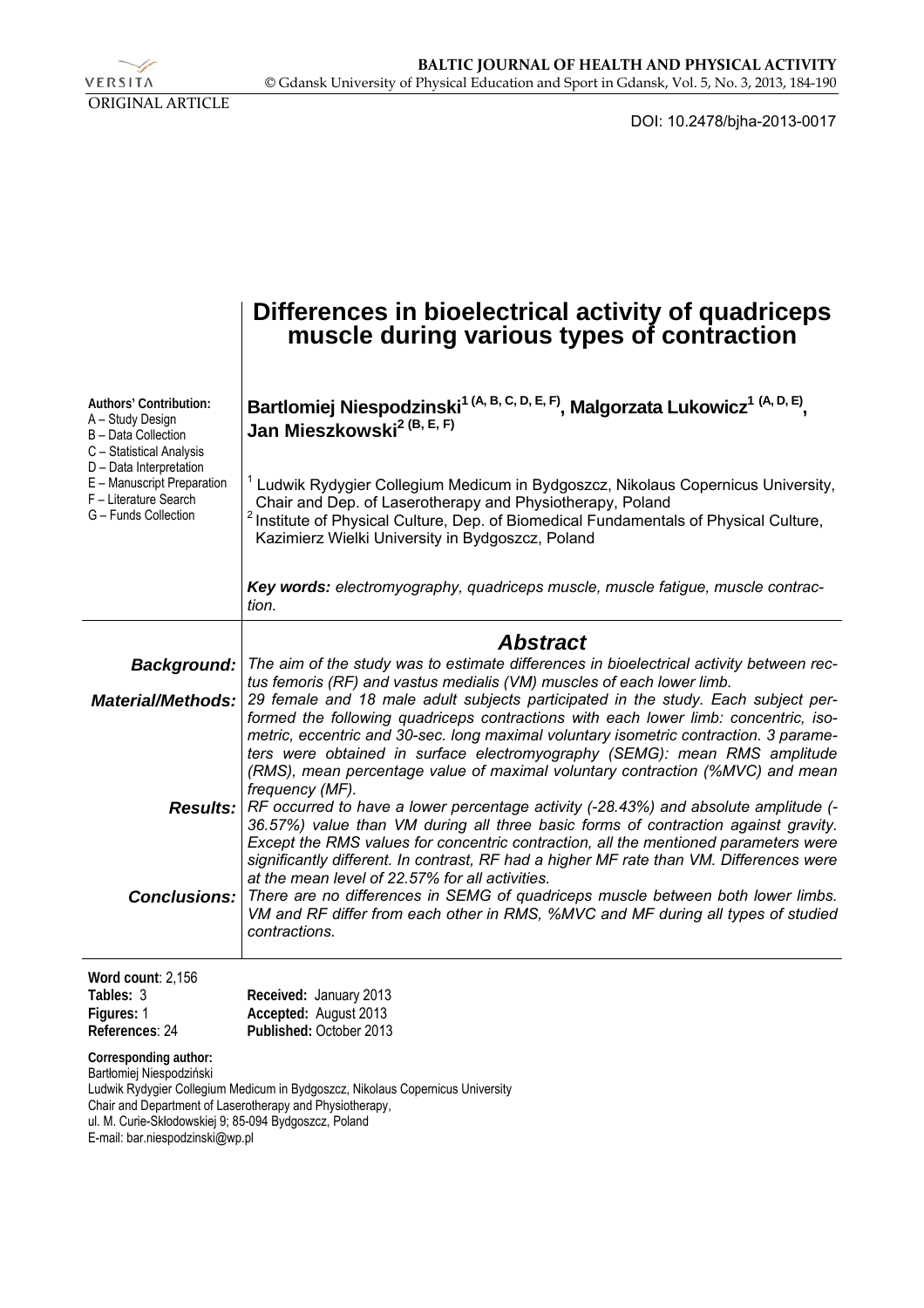ORIGINAL ARTICLE

DOI: 10.2478/bjha-2013-0017

# Differences in bioelectrical activity of quadriceps muscle during various types of contraction

**Authors' Contribution:**
A – Study Design
B – Data Collection
C – Statistical Analysis
D – Data Interpretation
E – Manuscript Preparation
F – Literature Search
G – Funds Collection

**Bartlomiej Niespodzinski[1 (A, B, C, D, E, F)], Malgorzata Lukowicz[1 (A, D, E)], Jan Mieszkowski[2 (B, E, F)]**

[1] Ludwik Rydygier Collegium Medicum in Bydgoszcz, Nikolaus Copernicus University, Chair and Dep. of Laserotherapy and Physiotherapy, Poland
[2] Institute of Physical Culture, Dep. of Biomedical Fundamentals of Physical Culture, Kazimierz Wielki University in Bydgoszcz, Poland

***Key words:*** *electromyography, quadriceps muscle, muscle fatigue, muscle contraction.*

## Abstract

***Background:*** *The aim of the study was to estimate differences in bioelectrical activity between rectus femoris (RF) and vastus medialis (VM) muscles of each lower limb.*

***Material/Methods:*** *29 female and 18 male adult subjects participated in the study. Each subject performed the following quadriceps contractions with each lower limb: concentric, isometric, eccentric and 30-sec. long maximal voluntary isometric contraction. 3 parameters were obtained in surface electromyography (SEMG): mean RMS amplitude (RMS), mean percentage value of maximal voluntary contraction (%MVC) and mean frequency (MF).*

***Results:*** *RF occurred to have a lower percentage activity (-28.43%) and absolute amplitude (-36.57%) value than VM during all three basic forms of contraction against gravity. Except the RMS values for concentric contraction, all the mentioned parameters were significantly different. In contrast, RF had a higher MF rate than VM. Differences were at the mean level of 22.57% for all activities.*

***Conclusions:*** *There are no differences in SEMG of quadriceps muscle between both lower limbs. VM and RF differ from each other in RMS, %MVC and MF during all types of studied contractions.*

**Word count**: 2,156
**Tables:** 3
**Figures:** 1
**References**: 24

**Received:** January 2013
**Accepted:** August 2013
**Published:** October 2013

**Corresponding author:**
Bartłomiej Niespodziński
Ludwik Rydygier Collegium Medicum in Bydgoszcz, Nikolaus Copernicus University
Chair and Department of Laserotherapy and Physiotherapy,
ul. M. Curie-Skłodowskiej 9; 85-094 Bydgoszcz, Poland
E-mail: bar.niespodzinski@wp.pl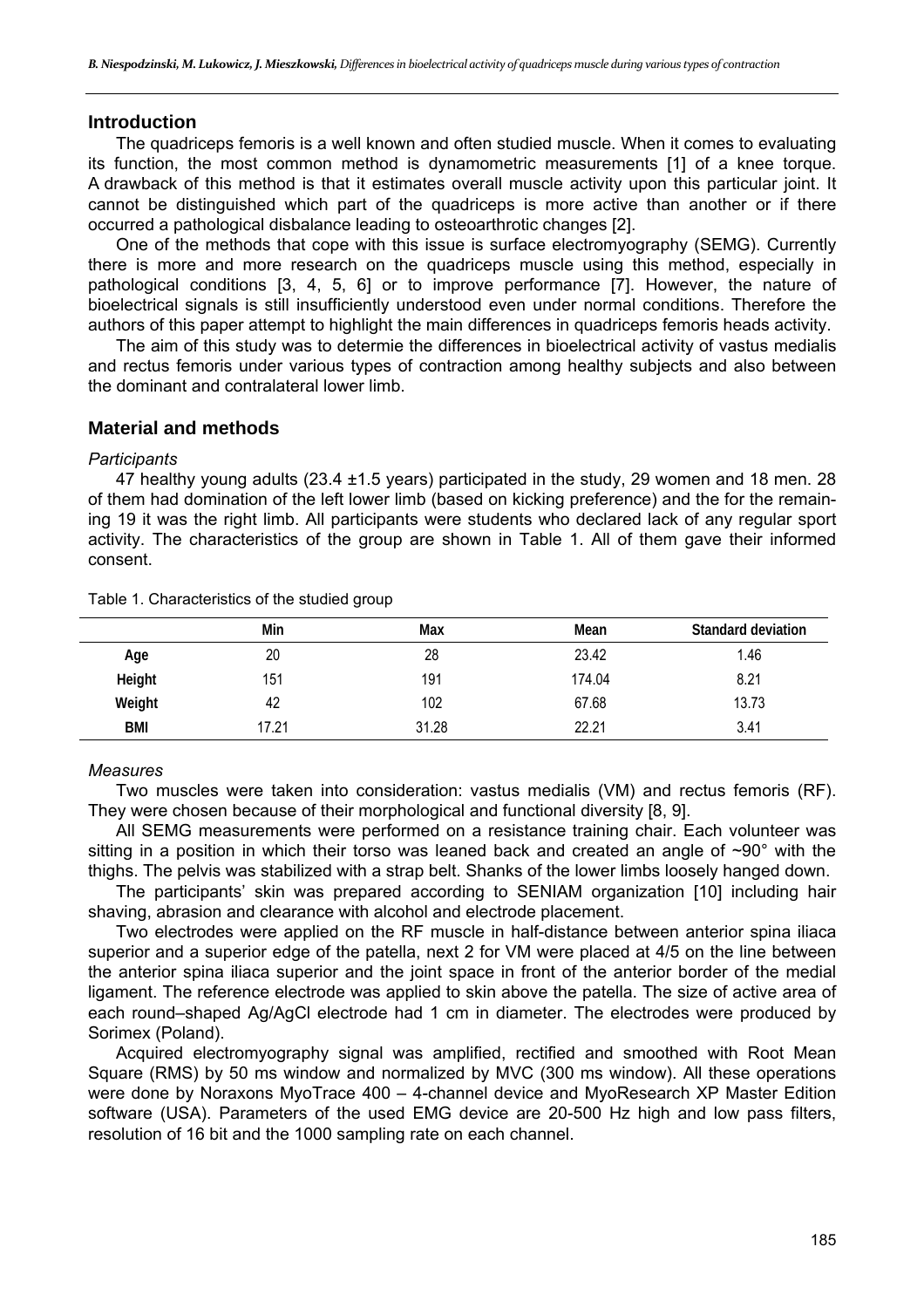## Introduction

The quadriceps femoris is a well known and often studied muscle. When it comes to evaluating its function, the most common method is dynamometric measurements [1] of a knee torque. A drawback of this method is that it estimates overall muscle activity upon this particular joint. It cannot be distinguished which part of the quadriceps is more active than another or if there occurred a pathological disbalance leading to osteoarthrotic changes [2].

One of the methods that cope with this issue is surface electromyography (SEMG). Currently there is more and more research on the quadriceps muscle using this method, especially in pathological conditions [3, 4, 5, 6] or to improve performance [7]. However, the nature of bioelectrical signals is still insufficiently understood even under normal conditions. Therefore the authors of this paper attempt to highlight the main differences in quadriceps femoris heads activity.

The aim of this study was to determie the differences in bioelectrical activity of vastus medialis and rectus femoris under various types of contraction among healthy subjects and also between the dominant and contralateral lower limb.

## Material and methods

*Participants*

47 healthy young adults (23.4 ±1.5 years) participated in the study, 29 women and 18 men. 28 of them had domination of the left lower limb (based on kicking preference) and the for the remaining 19 it was the right limb. All participants were students who declared lack of any regular sport activity. The characteristics of the group are shown in Table 1. All of them gave their informed consent.

Table 1. Characteristics of the studied group

| | Min | Max | Mean | Standard deviation |
|---|---|---|---|---|
| **Age** | 20 | 28 | 23.42 | 1.46 |
| **Height** | 151 | 191 | 174.04 | 8.21 |
| **Weight** | 42 | 102 | 67.68 | 13.73 |
| **BMI** | 17.21 | 31.28 | 22.21 | 3.41 |

*Measures*

Two muscles were taken into consideration: vastus medialis (VM) and rectus femoris (RF). They were chosen because of their morphological and functional diversity [8, 9].

All SEMG measurements were performed on a resistance training chair. Each volunteer was sitting in a position in which their torso was leaned back and created an angle of ~90° with the thighs. The pelvis was stabilized with a strap belt. Shanks of the lower limbs loosely hanged down.

The participants' skin was prepared according to SENIAM organization [10] including hair shaving, abrasion and clearance with alcohol and electrode placement.

Two electrodes were applied on the RF muscle in half-distance between anterior spina iliaca superior and a superior edge of the patella, next 2 for VM were placed at 4/5 on the line between the anterior spina iliaca superior and the joint space in front of the anterior border of the medial ligament. The reference electrode was applied to skin above the patella. The size of active area of each round–shaped Ag/AgCl electrode had 1 cm in diameter. The electrodes were produced by Sorimex (Poland).

Acquired electromyography signal was amplified, rectified and smoothed with Root Mean Square (RMS) by 50 ms window and normalized by MVC (300 ms window). All these operations were done by Noraxons MyoTrace 400 – 4-channel device and MyoResearch XP Master Edition software (USA). Parameters of the used EMG device are 20-500 Hz high and low pass filters, resolution of 16 bit and the 1000 sampling rate on each channel.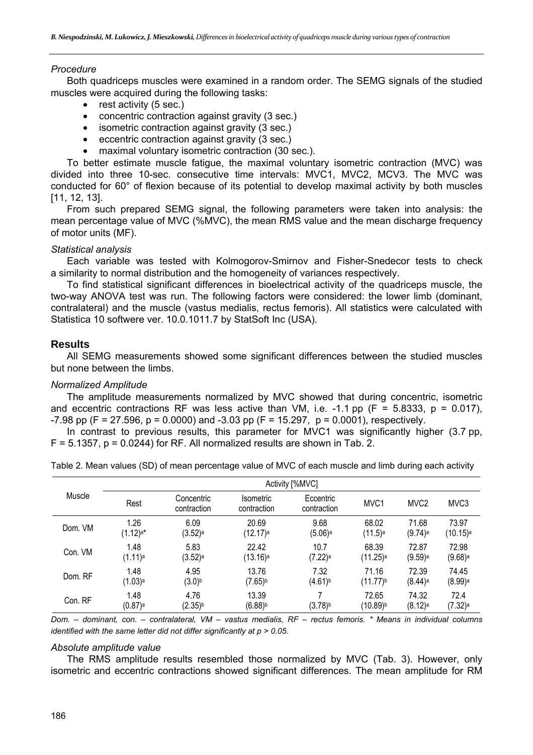*Procedure*

Both quadriceps muscles were examined in a random order. The SEMG signals of the studied muscles were acquired during the following tasks:

- rest activity (5 sec.)
- concentric contraction against gravity (3 sec.)
- isometric contraction against gravity (3 sec.)
- eccentric contraction against gravity (3 sec.)
- maximal voluntary isometric contraction (30 sec.).

To better estimate muscle fatigue, the maximal voluntary isometric contraction (MVC) was divided into three 10-sec. consecutive time intervals: MVC1, MVC2, MCV3. The MVC was conducted for 60° of flexion because of its potential to develop maximal activity by both muscles [11, 12, 13].

From such prepared SEMG signal, the following parameters were taken into analysis: the mean percentage value of MVC (%MVC), the mean RMS value and the mean discharge frequency of motor units (MF).

*Statistical analysis*

Each variable was tested with Kolmogorov-Smirnov and Fisher-Snedecor tests to check a similarity to normal distribution and the homogeneity of variances respectively.

To find statistical significant differences in bioelectrical activity of the quadriceps muscle, the two-way ANOVA test was run. The following factors were considered: the lower limb (dominant, contralateral) and the muscle (vastus medialis, rectus femoris). All statistics were calculated with Statistica 10 softwere ver. 10.0.1011.7 by StatSoft Inc (USA).

## Results

All SEMG measurements showed some significant differences between the studied muscles but none between the limbs.

*Normalized Amplitude*

The amplitude measurements normalized by MVC showed that during concentric, isometric and eccentric contractions RF was less active than VM, i.e. -1.1 pp ($F = 5.8333$, $p = 0.017$), -7.98 pp ($F = 27.596$, $p = 0.0000$) and -3.03 pp ($F = 15.297$, $p = 0.0001$), respectively.

In contrast to previous results, this parameter for MVC1 was significantly higher (3.7 pp, $F = 5.1357$, $p = 0.0244$) for RF. All normalized results are shown in Tab. 2.

Table 2. Mean values (SD) of mean percentage value of MVC of each muscle and limb during each activity

| Muscle | Activity [%MVC] | | | | | | |
|---|---|---|---|---|---|---|---|
| | Rest | Concentric contraction | Isometric contraction | Eccentric contraction | MVC1 | MVC2 | MVC3 |
| Dom. VM | 1.26 (1.12)[a]* | 6.09 (3.52)[a] | 20.69 (12.17)[a] | 9.68 (5.06)[a] | 68.02 (11.5)[a] | 71.68 (9.74)[a] | 73.97 (10.15)[a] |
| Con. VM | 1.48 (1.11)[a] | 5.83 (3.52)[a] | 22.42 (13.16)[a] | 10.7 (7.22)[a] | 68.39 (11.25)[a] | 72.87 (9.59)[a] | 72.98 (9.68)[a] |
| Dom. RF | 1.48 (1.03)[a] | 4.95 (3.0)[b] | 13.76 (7.65)[b] | 7.32 (4.61)[b] | 71.16 (11.77)[b] | 72.39 (8.44)[a] | 74.45 (8.99)[a] |
| Con. RF | 1.48 (0.87)[a] | 4.76 (2.35)[b] | 13.39 (6.88)[b] | 7 (3.78)[b] | 72.65 (10.89)[b] | 74.32 (8.12)[a] | 72.4 (7.32)[a] |

*Dom. – dominant, con. – contralateral, VM – vastus medialis, RF – rectus femoris. * Means in individual columns identified with the same letter did not differ significantly at $p > 0.05$.*

*Absolute amplitude value*

The RMS amplitude results resembled those normalized by MVC (Tab. 3). However, only isometric and eccentric contractions showed significant differences. The mean amplitude for RM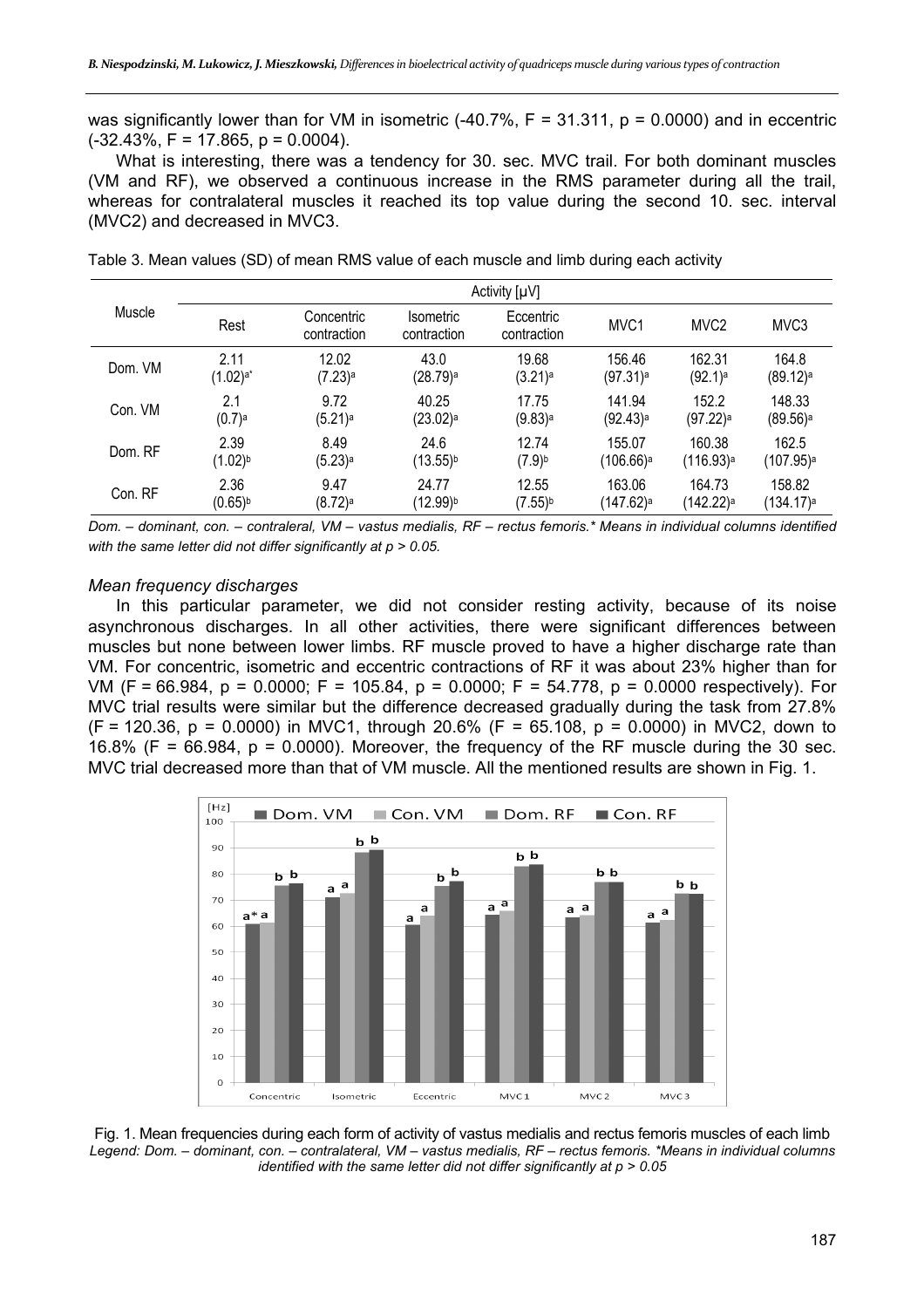was significantly lower than for VM in isometric (-40.7%, $F = 31.311$, $p = 0.0000$) and in eccentric (-32.43%, $F = 17.865$, $p = 0.0004$).

What is interesting, there was a tendency for 30. sec. MVC trail. For both dominant muscles (VM and RF), we observed a continuous increase in the RMS parameter during all the trail, whereas for contralateral muscles it reached its top value during the second 10. sec. interval (MVC2) and decreased in MVC3.

Table 3. Mean values (SD) of mean RMS value of each muscle and limb during each activity

| Muscle | Activity [μV] | | | | | | |
|---|---|---|---|---|---|---|---|
| | Rest | Concentric contraction | Isometric contraction | Eccentric contraction | MVC1 | MVC2 | MVC3 |
| Dom. VM | 2.11 (1.02)[a*] | 12.02 (7.23)[a] | 43.0 (28.79)[a] | 19.68 (3.21)[a] | 156.46 (97.31)[a] | 162.31 (92.1)[a] | 164.8 (89.12)[a] |
| Con. VM | 2.1 (0.7)[a] | 9.72 (5.21)[a] | 40.25 (23.02)[a] | 17.75 (9.83)[a] | 141.94 (92.43)[a] | 152.2 (97.22)[a] | 148.33 (89.56)[a] |
| Dom. RF | 2.39 (1.02)[b] | 8.49 (5.23)[a] | 24.6 (13.55)[b] | 12.74 (7.9)[b] | 155.07 (106.66)[a] | 160.38 (116.93)[a] | 162.5 (107.95)[a] |
| Con. RF | 2.36 (0.65)[b] | 9.47 (8.72)[a] | 24.77 (12.99)[b] | 12.55 (7.55)[b] | 163.06 (147.62)[a] | 164.73 (142.22)[a] | 158.82 (134.17)[a] |

*Dom. – dominant, con. – contraleral, VM – vastus medialis, RF – rectus femoris.\* Means in individual columns identified with the same letter did not differ significantly at $p > 0.05$.*

### *Mean frequency discharges*

In this particular parameter, we did not consider resting activity, because of its noise asynchronous discharges. In all other activities, there were significant differences between muscles but none between lower limbs. RF muscle proved to have a higher discharge rate than VM. For concentric, isometric and eccentric contractions of RF it was about 23% higher than for VM ($F = 66.984$, $p = 0.0000$; $F = 105.84$, $p = 0.0000$; $F = 54.778$, $p = 0.0000$ respectively). For MVC trial results were similar but the difference decreased gradually during the task from 27.8% ($F = 120.36$, $p = 0.0000$) in MVC1, through 20.6% ($F = 65.108$, $p = 0.0000$) in MVC2, down to 16.8% ($F = 66.984$, $p = 0.0000$). Moreover, the frequency of the RF muscle during the 30 sec. MVC trial decreased more than that of VM muscle. All the mentioned results are shown in Fig. 1.

Fig. 1. Mean frequencies during each form of activity of vastus medialis and rectus femoris muscles of each limb
*Legend: Dom. – dominant, con. – contralateral, VM – vastus medialis, RF – rectus femoris. \*Means in individual columns identified with the same letter did not differ significantly at $p > 0.05$*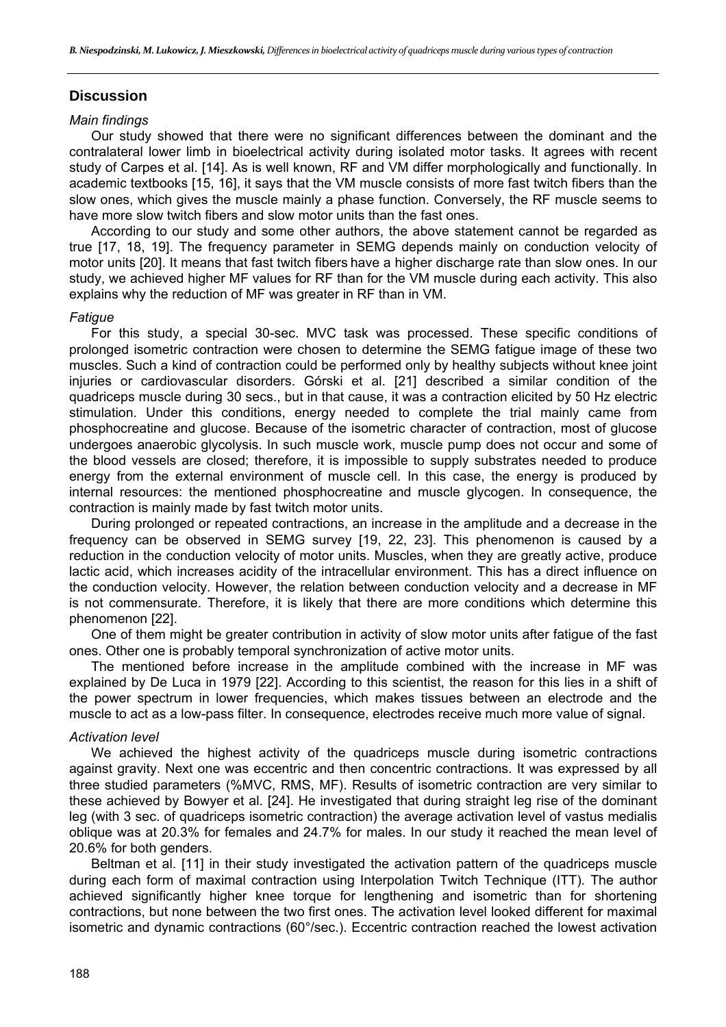## Discussion

*Main findings*

Our study showed that there were no significant differences between the dominant and the contralateral lower limb in bioelectrical activity during isolated motor tasks. It agrees with recent study of Carpes et al. [14]. As is well known, RF and VM differ morphologically and functionally. In academic textbooks [15, 16], it says that the VM muscle consists of more fast twitch fibers than the slow ones, which gives the muscle mainly a phase function. Conversely, the RF muscle seems to have more slow twitch fibers and slow motor units than the fast ones.

According to our study and some other authors, the above statement cannot be regarded as true [17, 18, 19]. The frequency parameter in SEMG depends mainly on conduction velocity of motor units [20]. It means that fast twitch fibers have a higher discharge rate than slow ones. In our study, we achieved higher MF values for RF than for the VM muscle during each activity. This also explains why the reduction of MF was greater in RF than in VM.

*Fatigue*

For this study, a special 30-sec. MVC task was processed. These specific conditions of prolonged isometric contraction were chosen to determine the SEMG fatigue image of these two muscles. Such a kind of contraction could be performed only by healthy subjects without knee joint injuries or cardiovascular disorders. Górski et al. [21] described a similar condition of the quadriceps muscle during 30 secs., but in that cause, it was a contraction elicited by 50 Hz electric stimulation. Under this conditions, energy needed to complete the trial mainly came from phosphocreatine and glucose. Because of the isometric character of contraction, most of glucose undergoes anaerobic glycolysis. In such muscle work, muscle pump does not occur and some of the blood vessels are closed; therefore, it is impossible to supply substrates needed to produce energy from the external environment of muscle cell. In this case, the energy is produced by internal resources: the mentioned phosphocreatine and muscle glycogen. In consequence, the contraction is mainly made by fast twitch motor units.

During prolonged or repeated contractions, an increase in the amplitude and a decrease in the frequency can be observed in SEMG survey [19, 22, 23]. This phenomenon is caused by a reduction in the conduction velocity of motor units. Muscles, when they are greatly active, produce lactic acid, which increases acidity of the intracellular environment. This has a direct influence on the conduction velocity. However, the relation between conduction velocity and a decrease in MF is not commensurate. Therefore, it is likely that there are more conditions which determine this phenomenon [22].

One of them might be greater contribution in activity of slow motor units after fatigue of the fast ones. Other one is probably temporal synchronization of active motor units.

The mentioned before increase in the amplitude combined with the increase in MF was explained by De Luca in 1979 [22]. According to this scientist, the reason for this lies in a shift of the power spectrum in lower frequencies, which makes tissues between an electrode and the muscle to act as a low-pass filter. In consequence, electrodes receive much more value of signal.

*Activation level*

We achieved the highest activity of the quadriceps muscle during isometric contractions against gravity. Next one was eccentric and then concentric contractions. It was expressed by all three studied parameters (%MVC, RMS, MF). Results of isometric contraction are very similar to these achieved by Bowyer et al. [24]. He investigated that during straight leg rise of the dominant leg (with 3 sec. of quadriceps isometric contraction) the average activation level of vastus medialis oblique was at 20.3% for females and 24.7% for males. In our study it reached the mean level of 20.6% for both genders.

Beltman et al. [11] in their study investigated the activation pattern of the quadriceps muscle during each form of maximal contraction using Interpolation Twitch Technique (ITT). The author achieved significantly higher knee torque for lengthening and isometric than for shortening contractions, but none between the two first ones. The activation level looked different for maximal isometric and dynamic contractions (60°/sec.). Eccentric contraction reached the lowest activation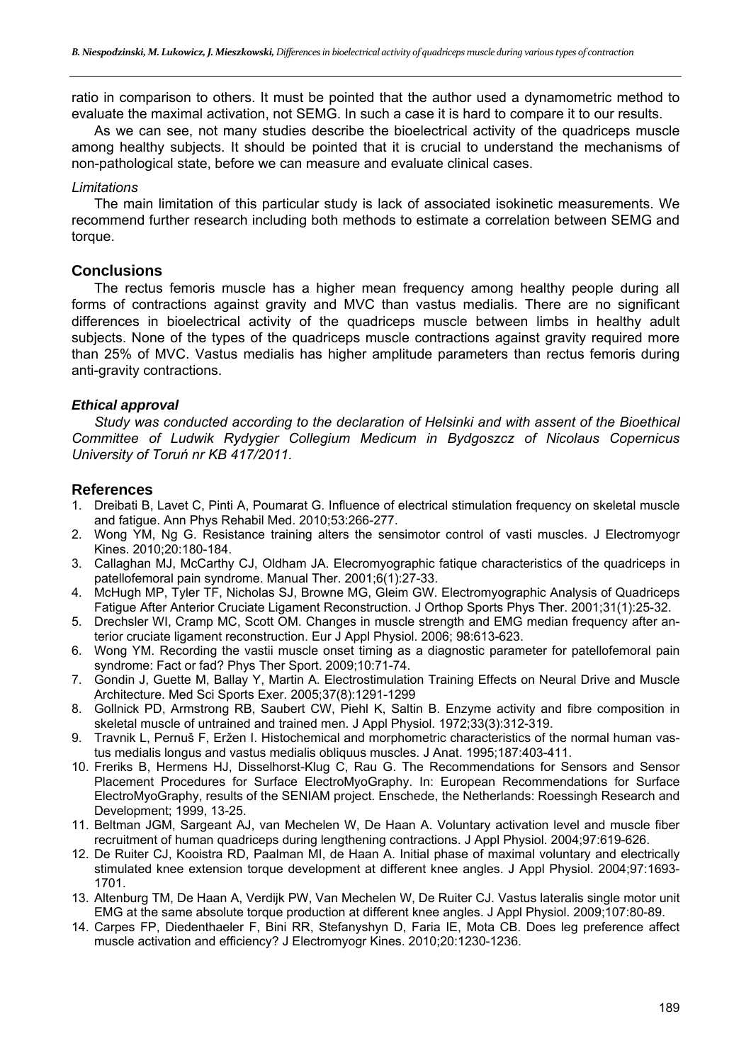ratio in comparison to others. It must be pointed that the author used a dynamometric method to evaluate the maximal activation, not SEMG. In such a case it is hard to compare it to our results.

As we can see, not many studies describe the bioelectrical activity of the quadriceps muscle among healthy subjects. It should be pointed that it is crucial to understand the mechanisms of non-pathological state, before we can measure and evaluate clinical cases.

*Limitations*

The main limitation of this particular study is lack of associated isokinetic measurements. We recommend further research including both methods to estimate a correlation between SEMG and torque.

## Conclusions

The rectus femoris muscle has a higher mean frequency among healthy people during all forms of contractions against gravity and MVC than vastus medialis. There are no significant differences in bioelectrical activity of the quadriceps muscle between limbs in healthy adult subjects. None of the types of the quadriceps muscle contractions against gravity required more than 25% of MVC. Vastus medialis has higher amplitude parameters than rectus femoris during anti-gravity contractions.

### *Ethical approval*

*Study was conducted according to the declaration of Helsinki and with assent of the Bioethical Committee of Ludwik Rydygier Collegium Medicum in Bydgoszcz of Nicolaus Copernicus University of Toruń nr KB 417/2011.*

## References

1. Dreibati B, Lavet C, Pinti A, Poumarat G. Influence of electrical stimulation frequency on skeletal muscle and fatigue. Ann Phys Rehabil Med. 2010;53:266-277.
2. Wong YM, Ng G. Resistance training alters the sensimotor control of vasti muscles. J Electromyogr Kines. 2010;20:180-184.
3. Callaghan MJ, McCarthy CJ, Oldham JA. Elecromyographic fatique characteristics of the quadriceps in patellofemoral pain syndrome. Manual Ther. 2001;6(1):27-33.
4. McHugh MP, Tyler TF, Nicholas SJ, Browne MG, Gleim GW. Electromyographic Analysis of Quadriceps Fatigue After Anterior Cruciate Ligament Reconstruction. J Orthop Sports Phys Ther. 2001;31(1):25-32.
5. Drechsler WI, Cramp MC, Scott OM. Changes in muscle strength and EMG median frequency after anterior cruciate ligament reconstruction. Eur J Appl Physiol. 2006; 98:613-623.
6. Wong YM. Recording the vastii muscle onset timing as a diagnostic parameter for patellofemoral pain syndrome: Fact or fad? Phys Ther Sport. 2009;10:71-74.
7. Gondin J, Guette M, Ballay Y, Martin A. Electrostimulation Training Effects on Neural Drive and Muscle Architecture. Med Sci Sports Exer. 2005;37(8):1291-1299
8. Gollnick PD, Armstrong RB, Saubert CW, Piehl K, Saltin B. Enzyme activity and fibre composition in skeletal muscle of untrained and trained men. J Appl Physiol. 1972;33(3):312-319.
9. Travnik L, Pernuš F, Eržen I. Histochemical and morphometric characteristics of the normal human vastus medialis longus and vastus medialis obliquus muscles. J Anat. 1995;187:403-411.
10. Freriks B, Hermens HJ, Disselhorst-Klug C, Rau G. The Recommendations for Sensors and Sensor Placement Procedures for Surface ElectroMyoGraphy. In: European Recommendations for Surface ElectroMyoGraphy, results of the SENIAM project. Enschede, the Netherlands: Roessingh Research and Development; 1999, 13-25.
11. Beltman JGM, Sargeant AJ, van Mechelen W, De Haan A. Voluntary activation level and muscle fiber recruitment of human quadriceps during lengthening contractions. J Appl Physiol. 2004;97:619-626.
12. De Ruiter CJ, Kooistra RD, Paalman MI, de Haan A. Initial phase of maximal voluntary and electrically stimulated knee extension torque development at different knee angles. J Appl Physiol. 2004;97:1693-1701.
13. Altenburg TM, De Haan A, Verdijk PW, Van Mechelen W, De Ruiter CJ. Vastus lateralis single motor unit EMG at the same absolute torque production at different knee angles. J Appl Physiol. 2009;107:80-89.
14. Carpes FP, Diedenthaeler F, Bini RR, Stefanyshyn D, Faria IE, Mota CB. Does leg preference affect muscle activation and efficiency? J Electromyogr Kines. 2010;20:1230-1236.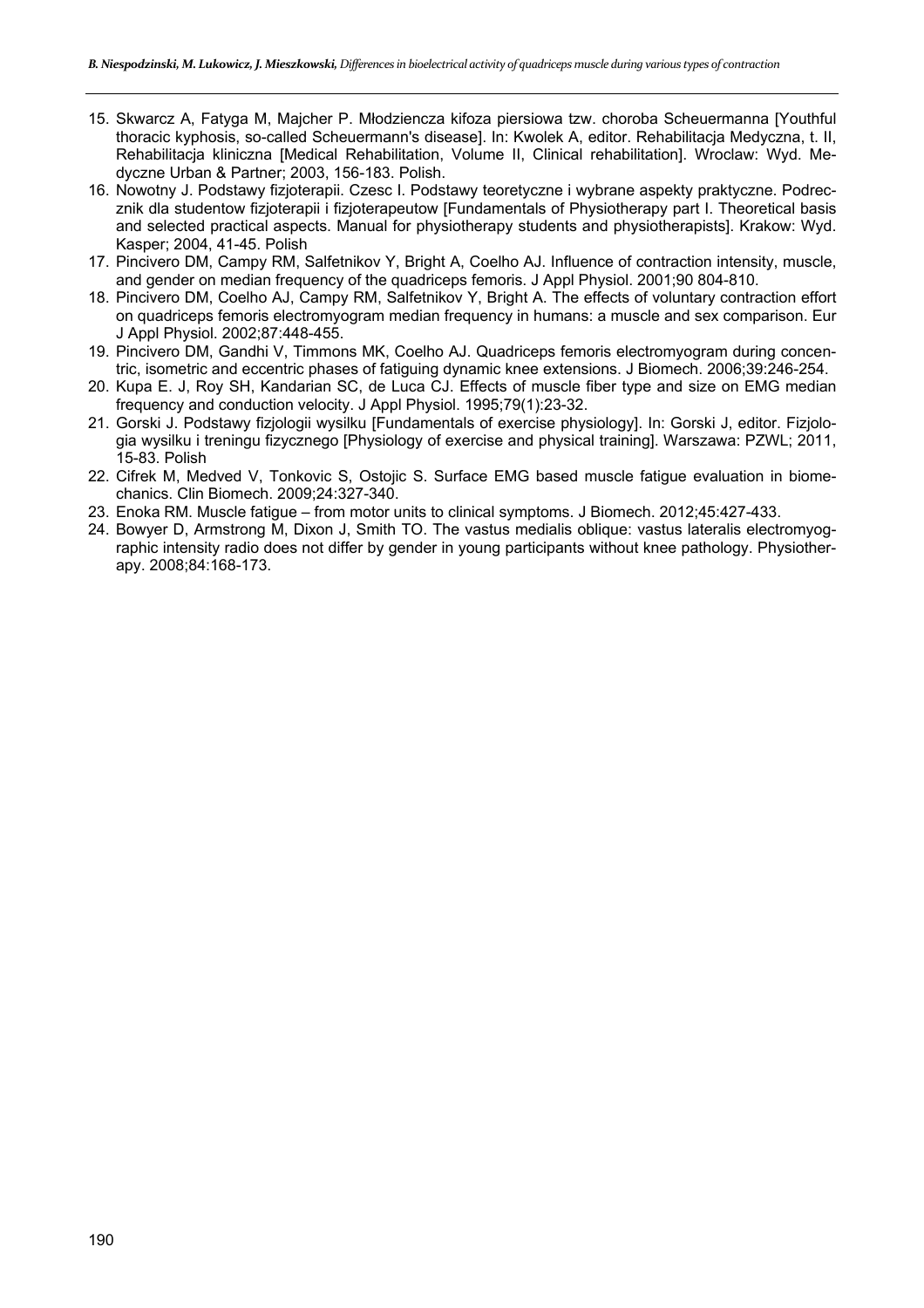15. Skwarcz A, Fatyga M, Majcher P. Młodziencza kifoza piersiowa tzw. choroba Scheuermanna [Youthful thoracic kyphosis, so-called Scheuermann's disease]. In: Kwolek A, editor. Rehabilitacja Medyczna, t. II, Rehabilitacja kliniczna [Medical Rehabilitation, Volume II, Clinical rehabilitation]. Wroclaw: Wyd. Medyczne Urban & Partner; 2003, 156-183. Polish.
16. Nowotny J. Podstawy fizjoterapii. Czesc I. Podstawy teoretyczne i wybrane aspekty praktyczne. Podrecznik dla studentow fizjoterapii i fizjoterapeutow [Fundamentals of Physiotherapy part I. Theoretical basis and selected practical aspects. Manual for physiotherapy students and physiotherapists]. Krakow: Wyd. Kasper; 2004, 41-45. Polish
17. Pincivero DM, Campy RM, Salfetnikov Y, Bright A, Coelho AJ. Influence of contraction intensity, muscle, and gender on median frequency of the quadriceps femoris. J Appl Physiol. 2001;90 804-810.
18. Pincivero DM, Coelho AJ, Campy RM, Salfetnikov Y, Bright A. The effects of voluntary contraction effort on quadriceps femoris electromyogram median frequency in humans: a muscle and sex comparison. Eur J Appl Physiol. 2002;87:448-455.
19. Pincivero DM, Gandhi V, Timmons MK, Coelho AJ. Quadriceps femoris electromyogram during concentric, isometric and eccentric phases of fatiguing dynamic knee extensions. J Biomech. 2006;39:246-254.
20. Kupa E. J, Roy SH, Kandarian SC, de Luca CJ. Effects of muscle fiber type and size on EMG median frequency and conduction velocity. J Appl Physiol. 1995;79(1):23-32.
21. Gorski J. Podstawy fizjologii wysilku [Fundamentals of exercise physiology]. In: Gorski J, editor. Fizjologia wysilku i treningu fizycznego [Physiology of exercise and physical training]. Warszawa: PZWL; 2011, 15-83. Polish
22. Cifrek M, Medved V, Tonkovic S, Ostojic S. Surface EMG based muscle fatigue evaluation in biomechanics. Clin Biomech. 2009;24:327-340.
23. Enoka RM. Muscle fatigue – from motor units to clinical symptoms. J Biomech. 2012;45:427-433.
24. Bowyer D, Armstrong M, Dixon J, Smith TO. The vastus medialis oblique: vastus lateralis electromyographic intensity radio does not differ by gender in young participants without knee pathology. Physiotherapy. 2008;84:168-173.